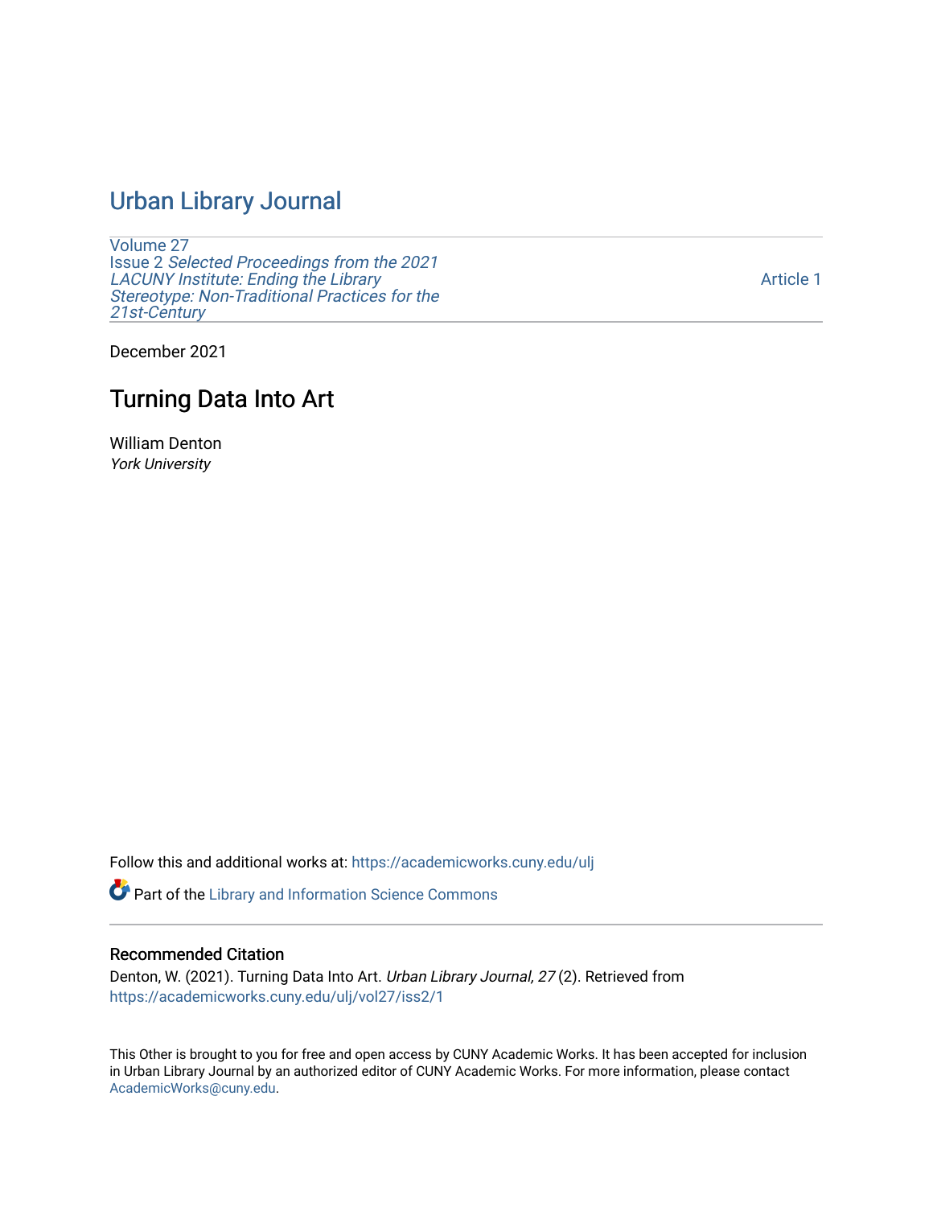# Urban Library Journal

Volume 27
Issue 2 *Selected Proceedings from the 2021 LACUNY Institute: Ending the Library Stereotype: Non-Traditional Practices for the 21st-Century*

Article 1

December 2021

## Turning Data Into Art

William Denton
*York University*

Follow this and additional works at: https://academicworks.cuny.edu/ulj

Part of the Library and Information Science Commons

### Recommended Citation

Denton, W. (2021). Turning Data Into Art. *Urban Library Journal, 27* (2). Retrieved from https://academicworks.cuny.edu/ulj/vol27/iss2/1

This Other is brought to you for free and open access by CUNY Academic Works. It has been accepted for inclusion in Urban Library Journal by an authorized editor of CUNY Academic Works. For more information, please contact AcademicWorks@cuny.edu.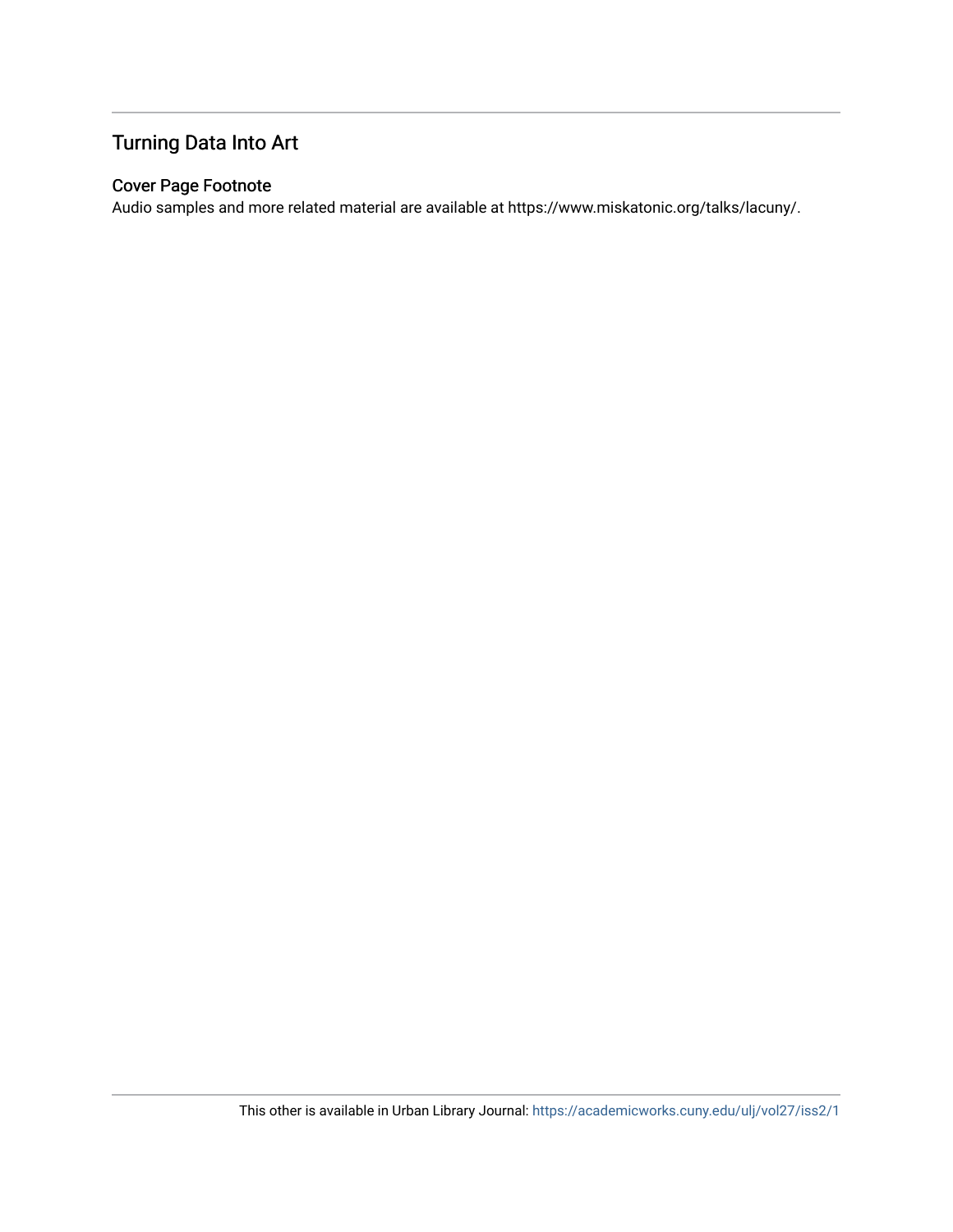## Turning Data Into Art

### Cover Page Footnote

Audio samples and more related material are available at https://www.miskatonic.org/talks/lacuny/.

This other is available in Urban Library Journal: https://academicworks.cuny.edu/ulj/vol27/iss2/1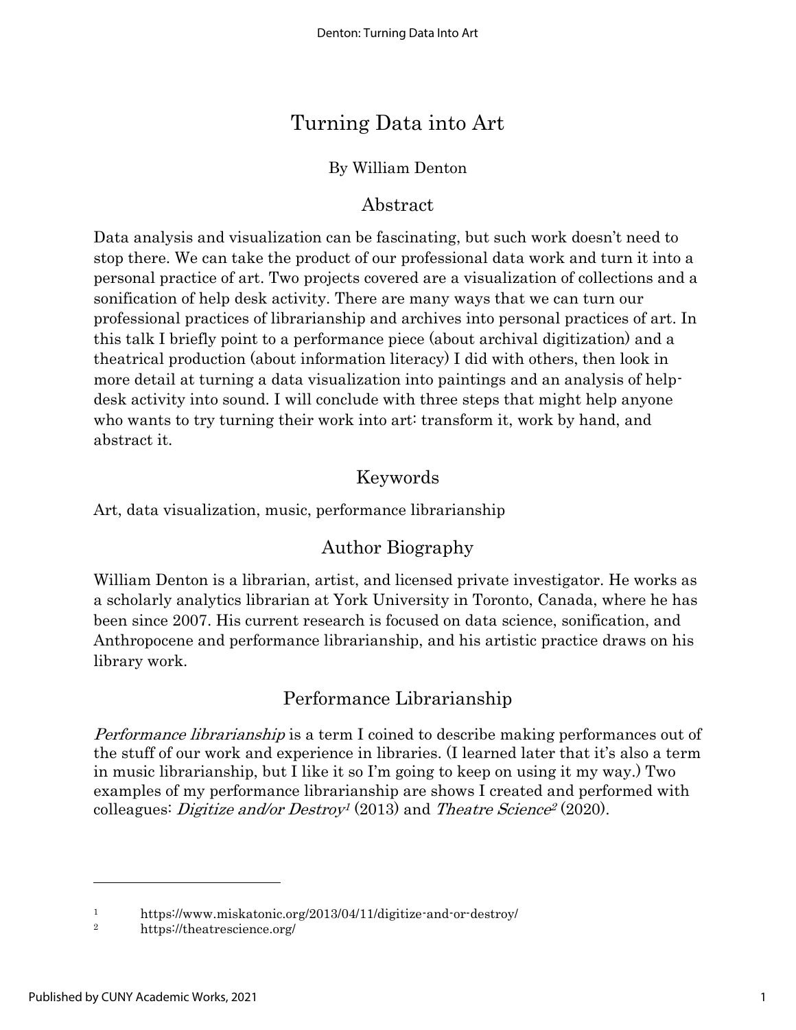# Turning Data into Art

By William Denton

## Abstract

Data analysis and visualization can be fascinating, but such work doesn't need to stop there. We can take the product of our professional data work and turn it into a personal practice of art. Two projects covered are a visualization of collections and a sonification of help desk activity. There are many ways that we can turn our professional practices of librarianship and archives into personal practices of art. In this talk I briefly point to a performance piece (about archival digitization) and a theatrical production (about information literacy) I did with others, then look in more detail at turning a data visualization into paintings and an analysis of help-desk activity into sound. I will conclude with three steps that might help anyone who wants to try turning their work into art: transform it, work by hand, and abstract it.

## Keywords

Art, data visualization, music, performance librarianship

## Author Biography

William Denton is a librarian, artist, and licensed private investigator. He works as a scholarly analytics librarian at York University in Toronto, Canada, where he has been since 2007. His current research is focused on data science, sonification, and Anthropocene and performance librarianship, and his artistic practice draws on his library work.

## Performance Librarianship

*Performance librarianship* is a term I coined to describe making performances out of the stuff of our work and experience in libraries. (I learned later that it's also a term in music librarianship, but I like it so I'm going to keep on using it my way.) Two examples of my performance librarianship are shows I created and performed with colleagues: *Digitize and/or Destroy*[1] (2013) and *Theatre Science*[2] (2020).

---

[1] https://www.miskatonic.org/2013/04/11/digitize-and-or-destroy/

[2] https://theatrescience.org/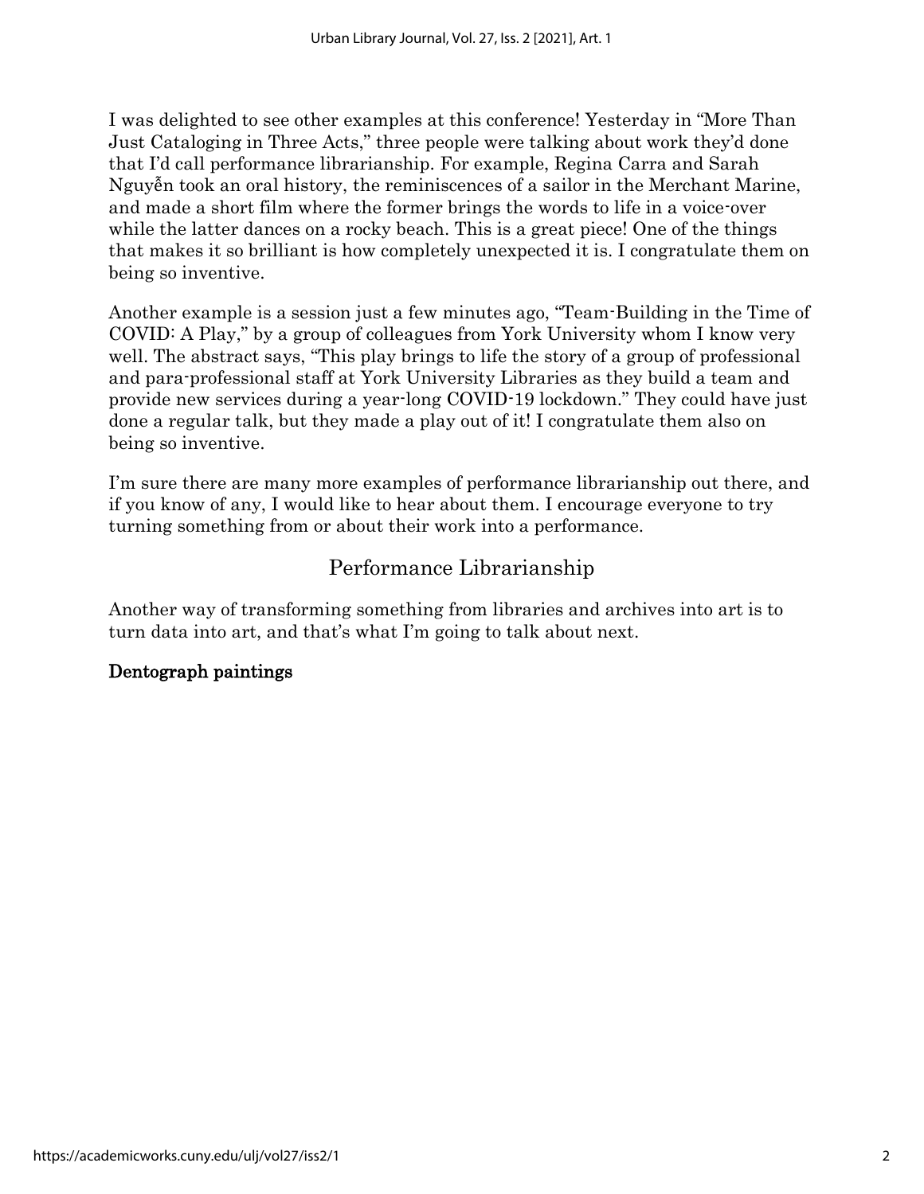I was delighted to see other examples at this conference! Yesterday in "More Than Just Cataloging in Three Acts," three people were talking about work they'd done that I'd call performance librarianship. For example, Regina Carra and Sarah Nguyễn took an oral history, the reminiscences of a sailor in the Merchant Marine, and made a short film where the former brings the words to life in a voice-over while the latter dances on a rocky beach. This is a great piece! One of the things that makes it so brilliant is how completely unexpected it is. I congratulate them on being so inventive.

Another example is a session just a few minutes ago, "Team-Building in the Time of COVID: A Play," by a group of colleagues from York University whom I know very well. The abstract says, "This play brings to life the story of a group of professional and para-professional staff at York University Libraries as they build a team and provide new services during a year-long COVID-19 lockdown." They could have just done a regular talk, but they made a play out of it! I congratulate them also on being so inventive.

I'm sure there are many more examples of performance librarianship out there, and if you know of any, I would like to hear about them. I encourage everyone to try turning something from or about their work into a performance.

## Performance Librarianship

Another way of transforming something from libraries and archives into art is to turn data into art, and that's what I'm going to talk about next.

### Dentograph paintings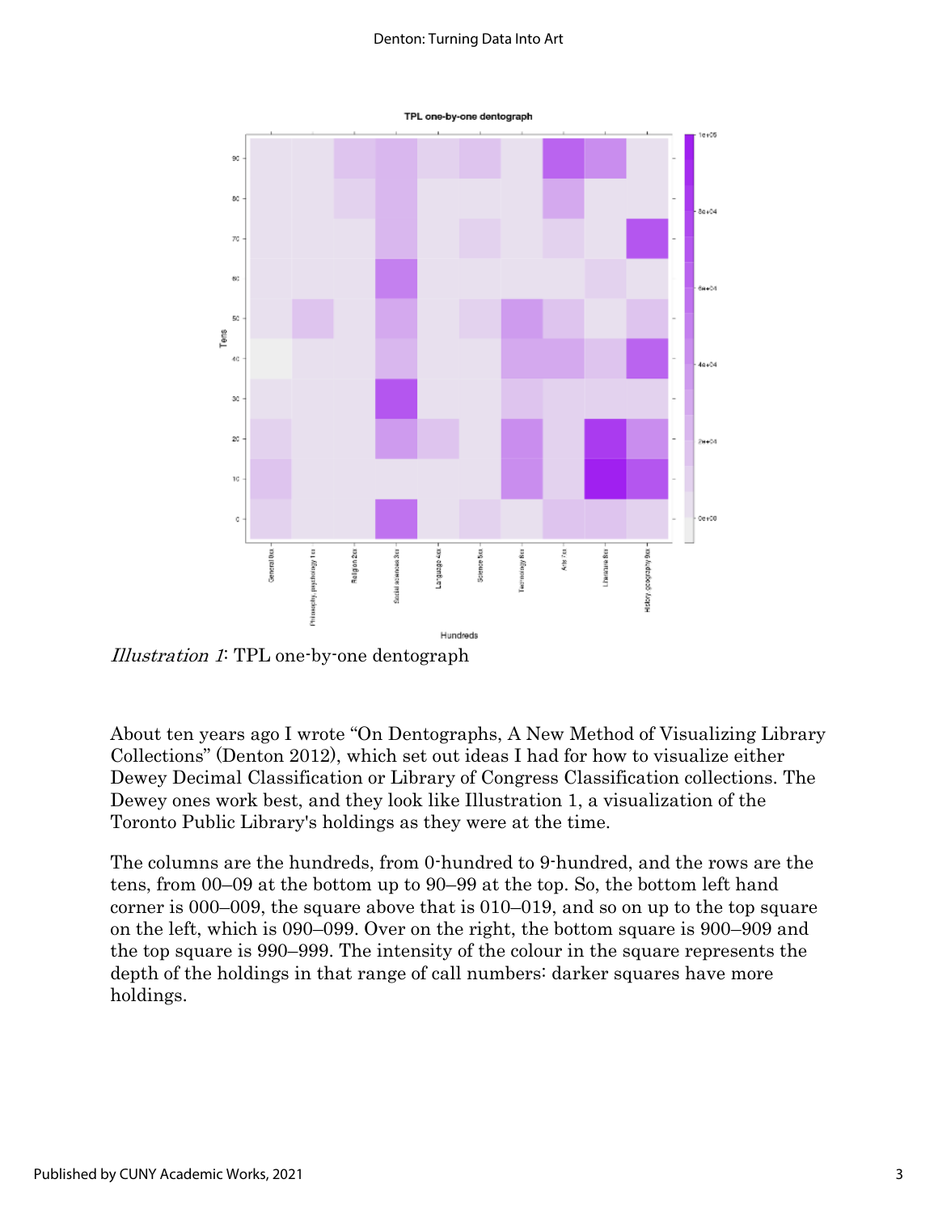*Illustration 1*: TPL one-by-one dentograph

About ten years ago I wrote "On Dentographs, A New Method of Visualizing Library Collections" (Denton 2012), which set out ideas I had for how to visualize either Dewey Decimal Classification or Library of Congress Classification collections. The Dewey ones work best, and they look like Illustration 1, a visualization of the Toronto Public Library's holdings as they were at the time.

The columns are the hundreds, from 0-hundred to 9-hundred, and the rows are the tens, from 00–09 at the bottom up to 90–99 at the top. So, the bottom left hand corner is 000–009, the square above that is 010–019, and so on up to the top square on the left, which is 090–099. Over on the right, the bottom square is 900–909 and the top square is 990–999. The intensity of the colour in the square represents the depth of the holdings in that range of call numbers: darker squares have more holdings.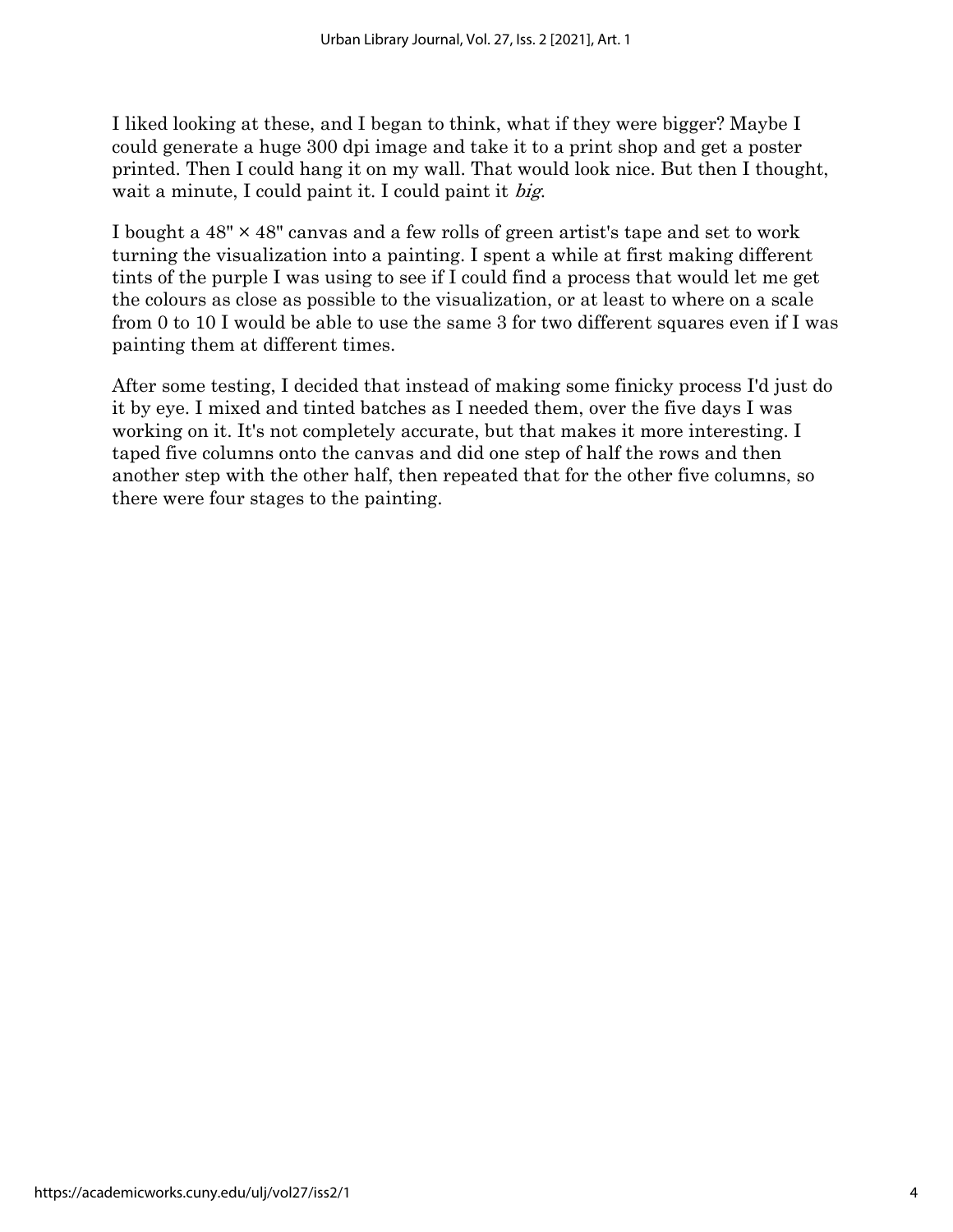I liked looking at these, and I began to think, what if they were bigger? Maybe I could generate a huge 300 dpi image and take it to a print shop and get a poster printed. Then I could hang it on my wall. That would look nice. But then I thought, wait a minute, I could paint it. I could paint it *big*.

I bought a 48" × 48" canvas and a few rolls of green artist's tape and set to work turning the visualization into a painting. I spent a while at first making different tints of the purple I was using to see if I could find a process that would let me get the colours as close as possible to the visualization, or at least to where on a scale from 0 to 10 I would be able to use the same 3 for two different squares even if I was painting them at different times.

After some testing, I decided that instead of making some finicky process I'd just do it by eye. I mixed and tinted batches as I needed them, over the five days I was working on it. It's not completely accurate, but that makes it more interesting. I taped five columns onto the canvas and did one step of half the rows and then another step with the other half, then repeated that for the other five columns, so there were four stages to the painting.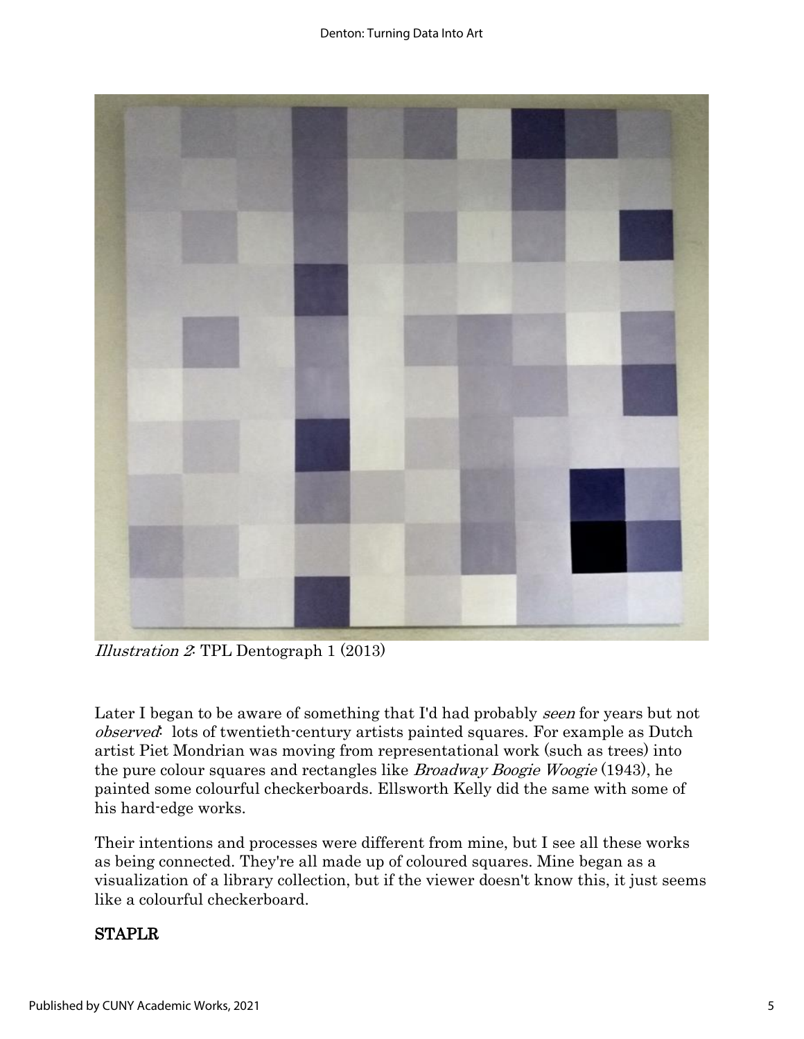*Illustration 2*: TPL Dentograph 1 (2013)

Later I began to be aware of something that I'd had probably *seen* for years but not *observed*: lots of twentieth-century artists painted squares. For example as Dutch artist Piet Mondrian was moving from representational work (such as trees) into the pure colour squares and rectangles like *Broadway Boogie Woogie* (1943), he painted some colourful checkerboards. Ellsworth Kelly did the same with some of his hard-edge works.

Their intentions and processes were different from mine, but I see all these works as being connected. They're all made up of coloured squares. Mine began as a visualization of a library collection, but if the viewer doesn't know this, it just seems like a colourful checkerboard.

## STAPLR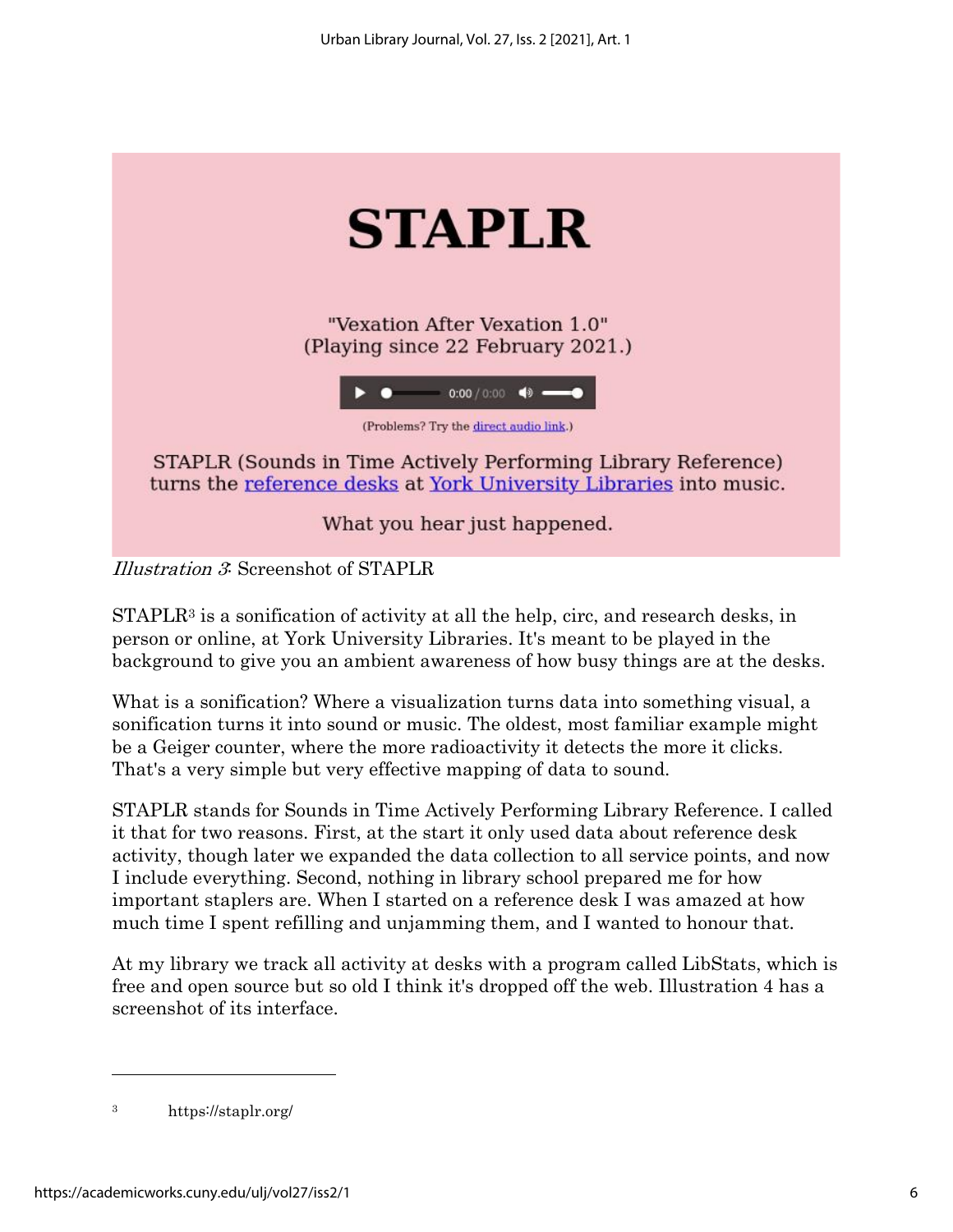# STAPLR

"Vexation After Vexation 1.0"
(Playing since 22 February 2021.)

(Problems? Try the direct audio link.)

STAPLR (Sounds in Time Actively Performing Library Reference) turns the reference desks at York University Libraries into music.

What you hear just happened.

*Illustration 3*: Screenshot of STAPLR

STAPLR[3] is a sonification of activity at all the help, circ, and research desks, in person or online, at York University Libraries. It's meant to be played in the background to give you an ambient awareness of how busy things are at the desks.

What is a sonification? Where a visualization turns data into something visual, a sonification turns it into sound or music. The oldest, most familiar example might be a Geiger counter, where the more radioactivity it detects the more it clicks. That's a very simple but very effective mapping of data to sound.

STAPLR stands for Sounds in Time Actively Performing Library Reference. I called it that for two reasons. First, at the start it only used data about reference desk activity, though later we expanded the data collection to all service points, and now I include everything. Second, nothing in library school prepared me for how important staplers are. When I started on a reference desk I was amazed at how much time I spent refilling and unjamming them, and I wanted to honour that.

At my library we track all activity at desks with a program called LibStats, which is free and open source but so old I think it's dropped off the web. Illustration 4 has a screenshot of its interface.

---

[3] https://staplr.org/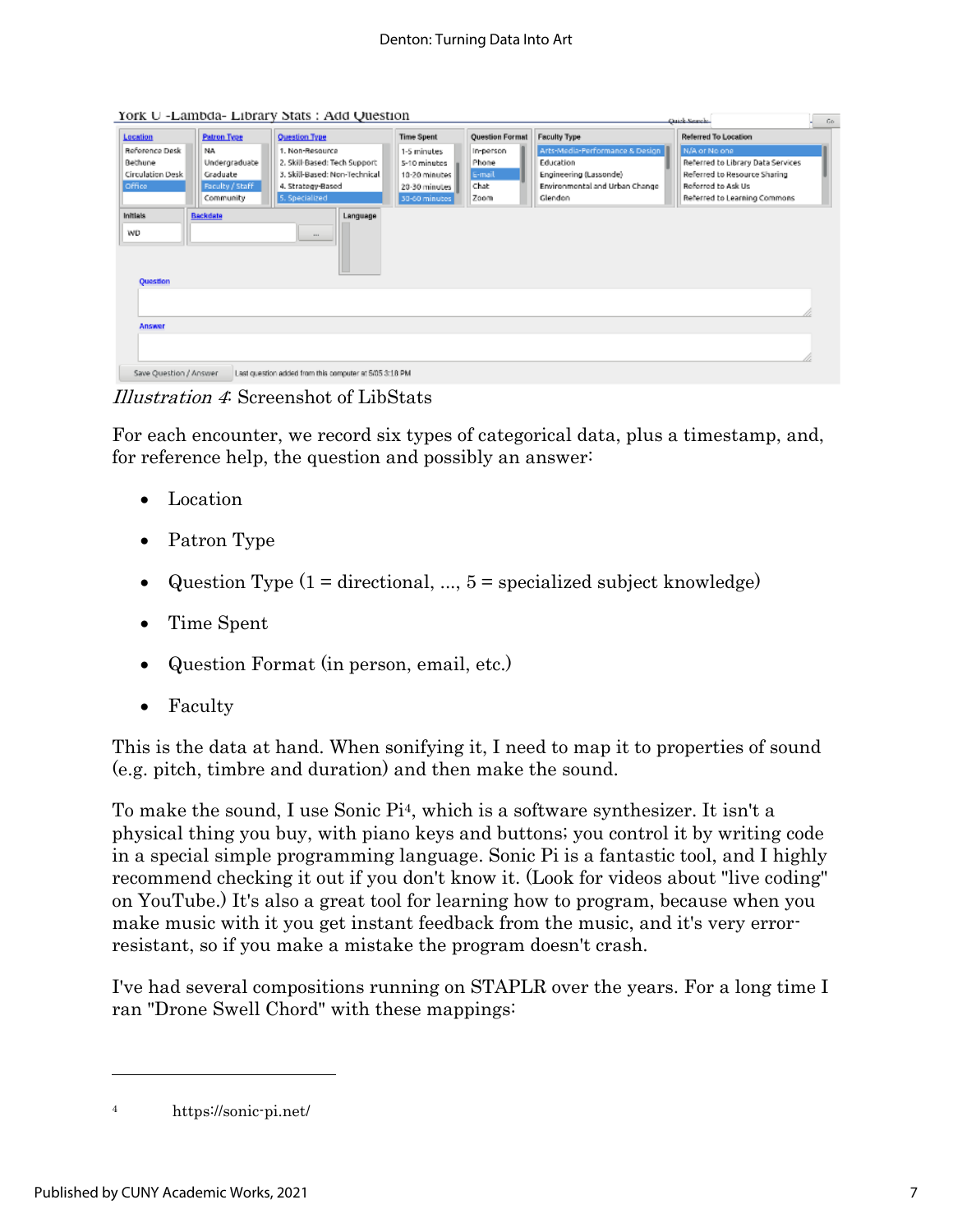*Illustration 4*: Screenshot of LibStats

For each encounter, we record six types of categorical data, plus a timestamp, and, for reference help, the question and possibly an answer:

- Location
- Patron Type
- Question Type (1 = directional, ..., 5 = specialized subject knowledge)
- Time Spent
- Question Format (in person, email, etc.)
- Faculty

This is the data at hand. When sonifying it, I need to map it to properties of sound (e.g. pitch, timbre and duration) and then make the sound.

To make the sound, I use Sonic Pi[4], which is a software synthesizer. It isn't a physical thing you buy, with piano keys and buttons; you control it by writing code in a special simple programming language. Sonic Pi is a fantastic tool, and I highly recommend checking it out if you don't know it. (Look for videos about "live coding" on YouTube.) It's also a great tool for learning how to program, because when you make music with it you get instant feedback from the music, and it's very error-resistant, so if you make a mistake the program doesn't crash.

I've had several compositions running on STAPLR over the years. For a long time I ran "Drone Swell Chord" with these mappings:

---

4 https://sonic-pi.net/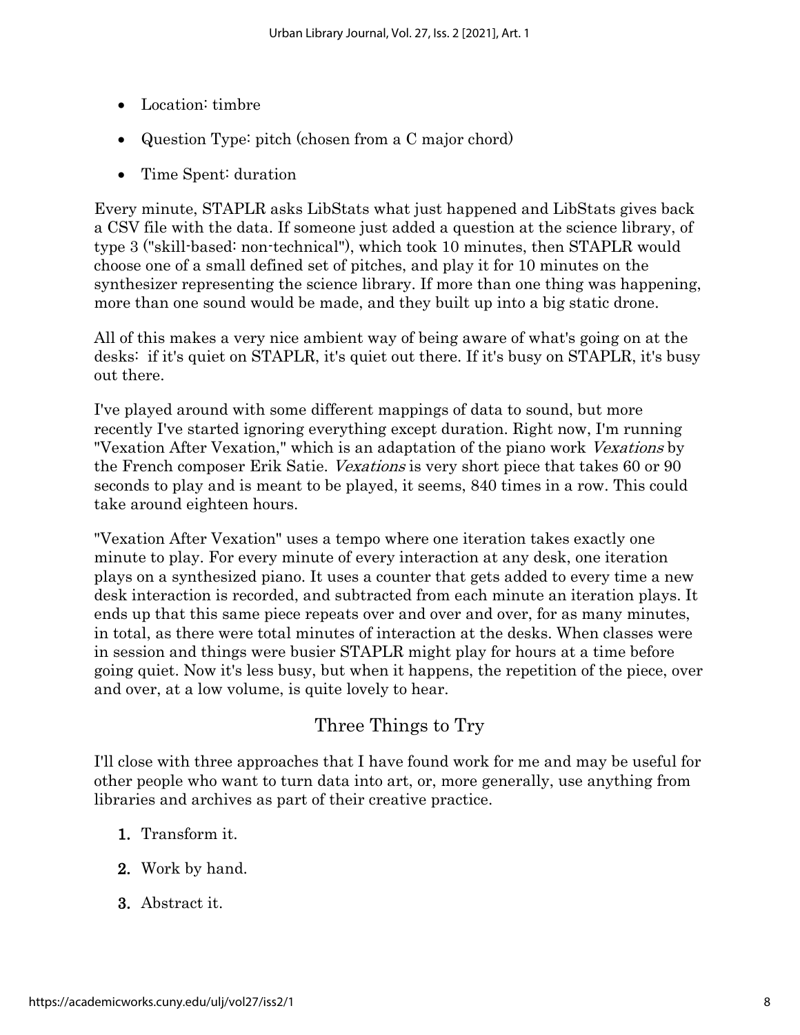- Location: timbre
- Question Type: pitch (chosen from a C major chord)
- Time Spent: duration

Every minute, STAPLR asks LibStats what just happened and LibStats gives back a CSV file with the data. If someone just added a question at the science library, of type 3 ("skill-based: non-technical"), which took 10 minutes, then STAPLR would choose one of a small defined set of pitches, and play it for 10 minutes on the synthesizer representing the science library. If more than one thing was happening, more than one sound would be made, and they built up into a big static drone.

All of this makes a very nice ambient way of being aware of what's going on at the desks: if it's quiet on STAPLR, it's quiet out there. If it's busy on STAPLR, it's busy out there.

I've played around with some different mappings of data to sound, but more recently I've started ignoring everything except duration. Right now, I'm running "Vexation After Vexation," which is an adaptation of the piano work *Vexations* by the French composer Erik Satie. *Vexations* is very short piece that takes 60 or 90 seconds to play and is meant to be played, it seems, 840 times in a row. This could take around eighteen hours.

"Vexation After Vexation" uses a tempo where one iteration takes exactly one minute to play. For every minute of every interaction at any desk, one iteration plays on a synthesized piano. It uses a counter that gets added to every time a new desk interaction is recorded, and subtracted from each minute an iteration plays. It ends up that this same piece repeats over and over and over, for as many minutes, in total, as there were total minutes of interaction at the desks. When classes were in session and things were busier STAPLR might play for hours at a time before going quiet. Now it's less busy, but when it happens, the repetition of the piece, over and over, at a low volume, is quite lovely to hear.

## Three Things to Try

I'll close with three approaches that I have found work for me and may be useful for other people who want to turn data into art, or, more generally, use anything from libraries and archives as part of their creative practice.

1. Transform it.
2. Work by hand.
3. Abstract it.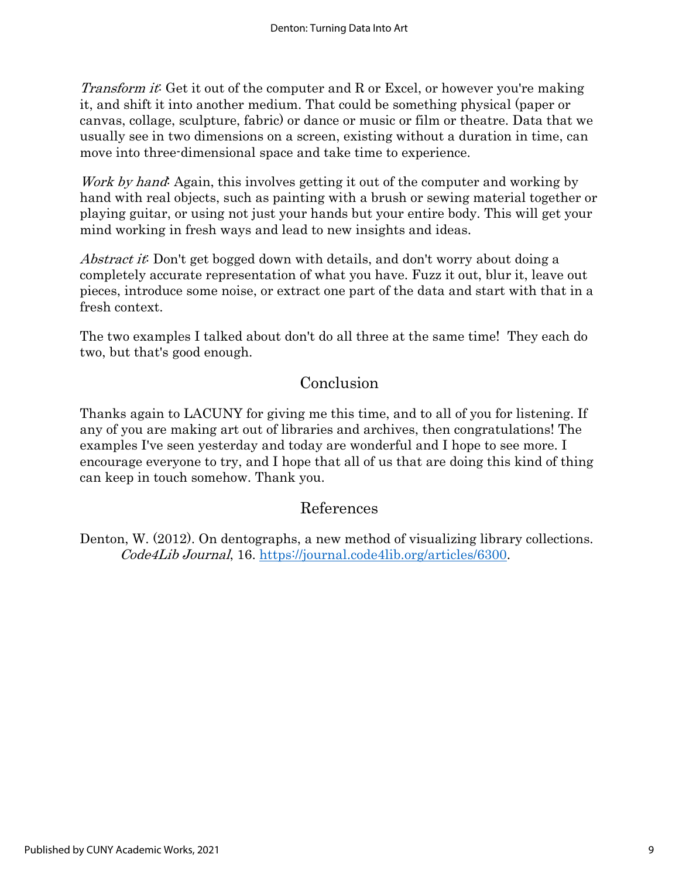*Transform it*: Get it out of the computer and R or Excel, or however you're making it, and shift it into another medium. That could be something physical (paper or canvas, collage, sculpture, fabric) or dance or music or film or theatre. Data that we usually see in two dimensions on a screen, existing without a duration in time, can move into three-dimensional space and take time to experience.

*Work by hand*: Again, this involves getting it out of the computer and working by hand with real objects, such as painting with a brush or sewing material together or playing guitar, or using not just your hands but your entire body. This will get your mind working in fresh ways and lead to new insights and ideas.

*Abstract it*: Don't get bogged down with details, and don't worry about doing a completely accurate representation of what you have. Fuzz it out, blur it, leave out pieces, introduce some noise, or extract one part of the data and start with that in a fresh context.

The two examples I talked about don't do all three at the same time! They each do two, but that's good enough.

## Conclusion

Thanks again to LACUNY for giving me this time, and to all of you for listening. If any of you are making art out of libraries and archives, then congratulations! The examples I've seen yesterday and today are wonderful and I hope to see more. I encourage everyone to try, and I hope that all of us that are doing this kind of thing can keep in touch somehow. Thank you.

## References

Denton, W. (2012). On dentographs, a new method of visualizing library collections. *Code4Lib Journal*, 16. https://journal.code4lib.org/articles/6300.